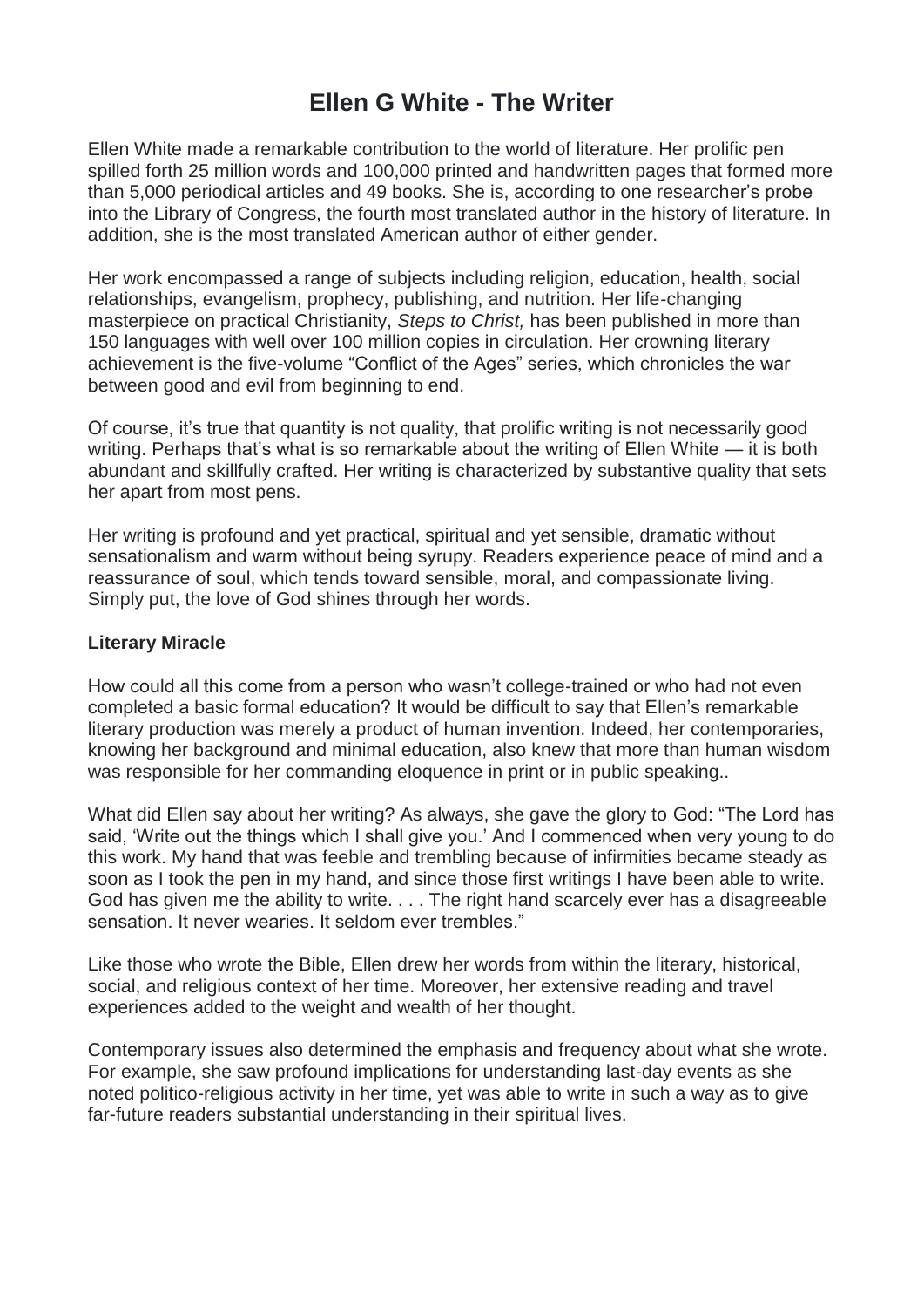# Ellen G White - The Writer

Ellen White made a remarkable contribution to the world of literature. Her prolific pen spilled forth 25 million words and 100,000 printed and handwritten pages that formed more than 5,000 periodical articles and 49 books. She is, according to one researcher's probe into the Library of Congress, the fourth most translated author in the history of literature. In addition, she is the most translated American author of either gender.

Her work encompassed a range of subjects including religion, education, health, social relationships, evangelism, prophecy, publishing, and nutrition. Her life-changing masterpiece on practical Christianity, *Steps to Christ,* has been published in more than 150 languages with well over 100 million copies in circulation. Her crowning literary achievement is the five-volume "Conflict of the Ages" series, which chronicles the war between good and evil from beginning to end.

Of course, it's true that quantity is not quality, that prolific writing is not necessarily good writing. Perhaps that's what is so remarkable about the writing of Ellen White — it is both abundant and skillfully crafted. Her writing is characterized by substantive quality that sets her apart from most pens.

Her writing is profound and yet practical, spiritual and yet sensible, dramatic without sensationalism and warm without being syrupy. Readers experience peace of mind and a reassurance of soul, which tends toward sensible, moral, and compassionate living. Simply put, the love of God shines through her words.

**Literary Miracle**

How could all this come from a person who wasn't college-trained or who had not even completed a basic formal education? It would be difficult to say that Ellen's remarkable literary production was merely a product of human invention. Indeed, her contemporaries, knowing her background and minimal education, also knew that more than human wisdom was responsible for her commanding eloquence in print or in public speaking..

What did Ellen say about her writing? As always, she gave the glory to God: "The Lord has said, 'Write out the things which I shall give you.' And I commenced when very young to do this work. My hand that was feeble and trembling because of infirmities became steady as soon as I took the pen in my hand, and since those first writings I have been able to write. God has given me the ability to write. . . . The right hand scarcely ever has a disagreeable sensation. It never wearies. It seldom ever trembles."

Like those who wrote the Bible, Ellen drew her words from within the literary, historical, social, and religious context of her time. Moreover, her extensive reading and travel experiences added to the weight and wealth of her thought.

Contemporary issues also determined the emphasis and frequency about what she wrote. For example, she saw profound implications for understanding last-day events as she noted politico-religious activity in her time, yet was able to write in such a way as to give far-future readers substantial understanding in their spiritual lives.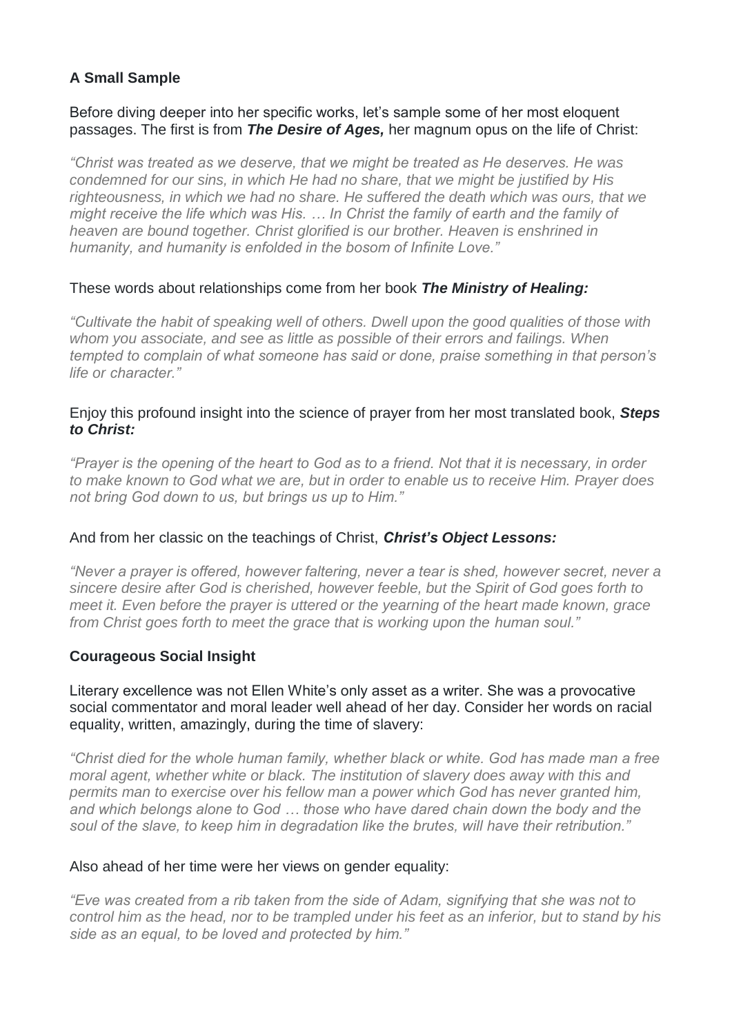**A Small Sample**

Before diving deeper into her specific works, let's sample some of her most eloquent passages. The first is from ***The Desire of Ages,*** her magnum opus on the life of Christ:

*"Christ was treated as we deserve, that we might be treated as He deserves. He was condemned for our sins, in which He had no share, that we might be justified by His righteousness, in which we had no share. He suffered the death which was ours, that we might receive the life which was His. … In Christ the family of earth and the family of heaven are bound together. Christ glorified is our brother. Heaven is enshrined in humanity, and humanity is enfolded in the bosom of Infinite Love."*

These words about relationships come from her book ***The Ministry of Healing:***

*"Cultivate the habit of speaking well of others. Dwell upon the good qualities of those with whom you associate, and see as little as possible of their errors and failings. When tempted to complain of what someone has said or done, praise something in that person's life or character."*

Enjoy this profound insight into the science of prayer from her most translated book, ***Steps to Christ:***

*"Prayer is the opening of the heart to God as to a friend. Not that it is necessary, in order to make known to God what we are, but in order to enable us to receive Him. Prayer does not bring God down to us, but brings us up to Him."*

And from her classic on the teachings of Christ, ***Christ's Object Lessons:***

*"Never a prayer is offered, however faltering, never a tear is shed, however secret, never a sincere desire after God is cherished, however feeble, but the Spirit of God goes forth to meet it. Even before the prayer is uttered or the yearning of the heart made known, grace from Christ goes forth to meet the grace that is working upon the human soul."*

**Courageous Social Insight**

Literary excellence was not Ellen White's only asset as a writer. She was a provocative social commentator and moral leader well ahead of her day. Consider her words on racial equality, written, amazingly, during the time of slavery:

*"Christ died for the whole human family, whether black or white. God has made man a free moral agent, whether white or black. The institution of slavery does away with this and permits man to exercise over his fellow man a power which God has never granted him, and which belongs alone to God … those who have dared chain down the body and the soul of the slave, to keep him in degradation like the brutes, will have their retribution."*

Also ahead of her time were her views on gender equality:

*"Eve was created from a rib taken from the side of Adam, signifying that she was not to control him as the head, nor to be trampled under his feet as an inferior, but to stand by his side as an equal, to be loved and protected by him."*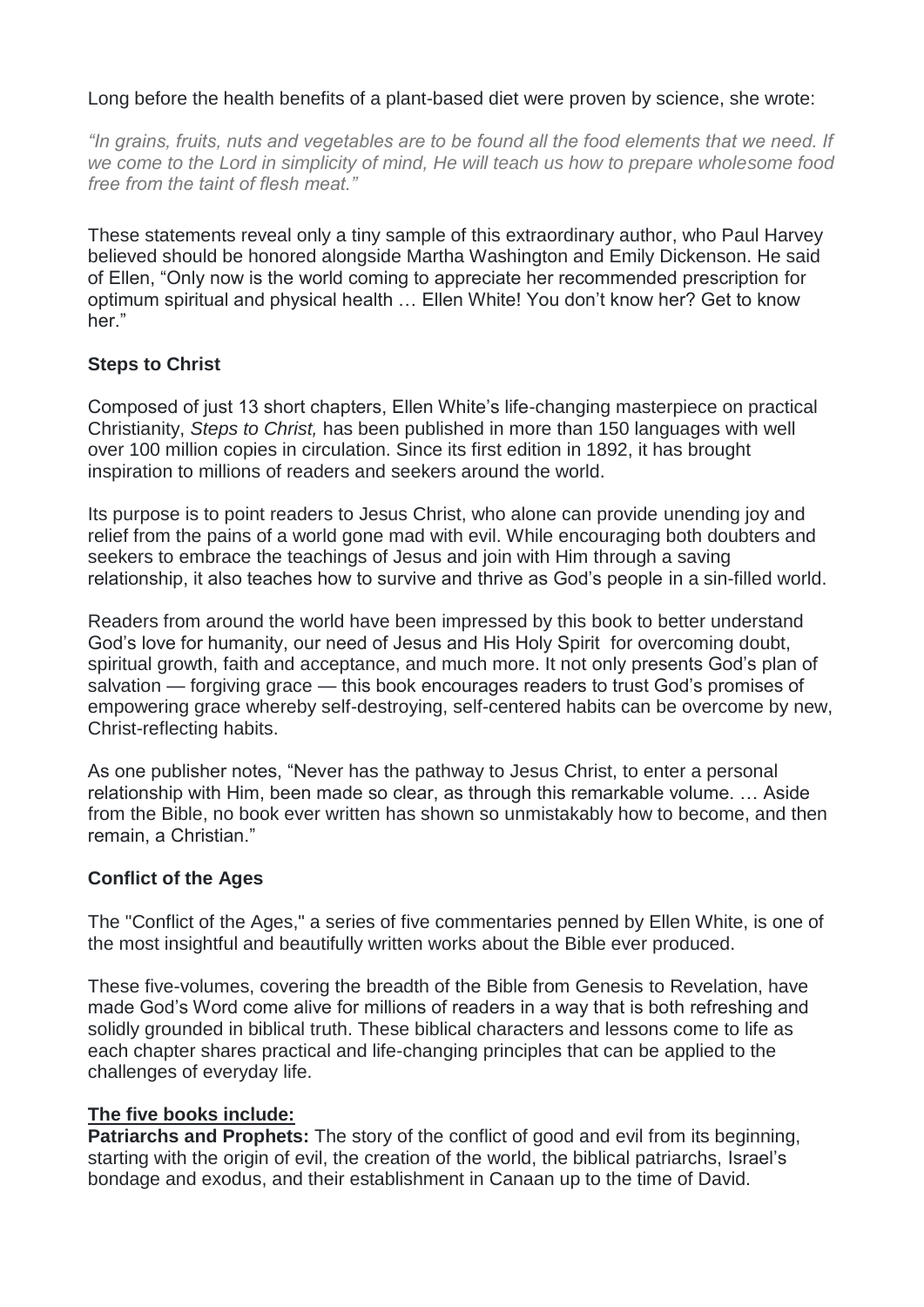Long before the health benefits of a plant-based diet were proven by science, she wrote:

*"In grains, fruits, nuts and vegetables are to be found all the food elements that we need. If we come to the Lord in simplicity of mind, He will teach us how to prepare wholesome food free from the taint of flesh meat."*

These statements reveal only a tiny sample of this extraordinary author, who Paul Harvey believed should be honored alongside Martha Washington and Emily Dickenson. He said of Ellen, "Only now is the world coming to appreciate her recommended prescription for optimum spiritual and physical health … Ellen White! You don't know her? Get to know her."

**Steps to Christ**

Composed of just 13 short chapters, Ellen White's life-changing masterpiece on practical Christianity, *Steps to Christ,* has been published in more than 150 languages with well over 100 million copies in circulation. Since its first edition in 1892, it has brought inspiration to millions of readers and seekers around the world.

Its purpose is to point readers to Jesus Christ, who alone can provide unending joy and relief from the pains of a world gone mad with evil. While encouraging both doubters and seekers to embrace the teachings of Jesus and join with Him through a saving relationship, it also teaches how to survive and thrive as God's people in a sin-filled world.

Readers from around the world have been impressed by this book to better understand God's love for humanity, our need of Jesus and His Holy Spirit for overcoming doubt, spiritual growth, faith and acceptance, and much more. It not only presents God's plan of salvation — forgiving grace — this book encourages readers to trust God's promises of empowering grace whereby self-destroying, self-centered habits can be overcome by new, Christ-reflecting habits.

As one publisher notes, "Never has the pathway to Jesus Christ, to enter a personal relationship with Him, been made so clear, as through this remarkable volume. … Aside from the Bible, no book ever written has shown so unmistakably how to become, and then remain, a Christian."

**Conflict of the Ages**

The "Conflict of the Ages," a series of five commentaries penned by Ellen White, is one of the most insightful and beautifully written works about the Bible ever produced.

These five-volumes, covering the breadth of the Bible from Genesis to Revelation, have made God's Word come alive for millions of readers in a way that is both refreshing and solidly grounded in biblical truth. These biblical characters and lessons come to life as each chapter shares practical and life-changing principles that can be applied to the challenges of everyday life.

**The five books include:**

**Patriarchs and Prophets:** The story of the conflict of good and evil from its beginning, starting with the origin of evil, the creation of the world, the biblical patriarchs, Israel's bondage and exodus, and their establishment in Canaan up to the time of David.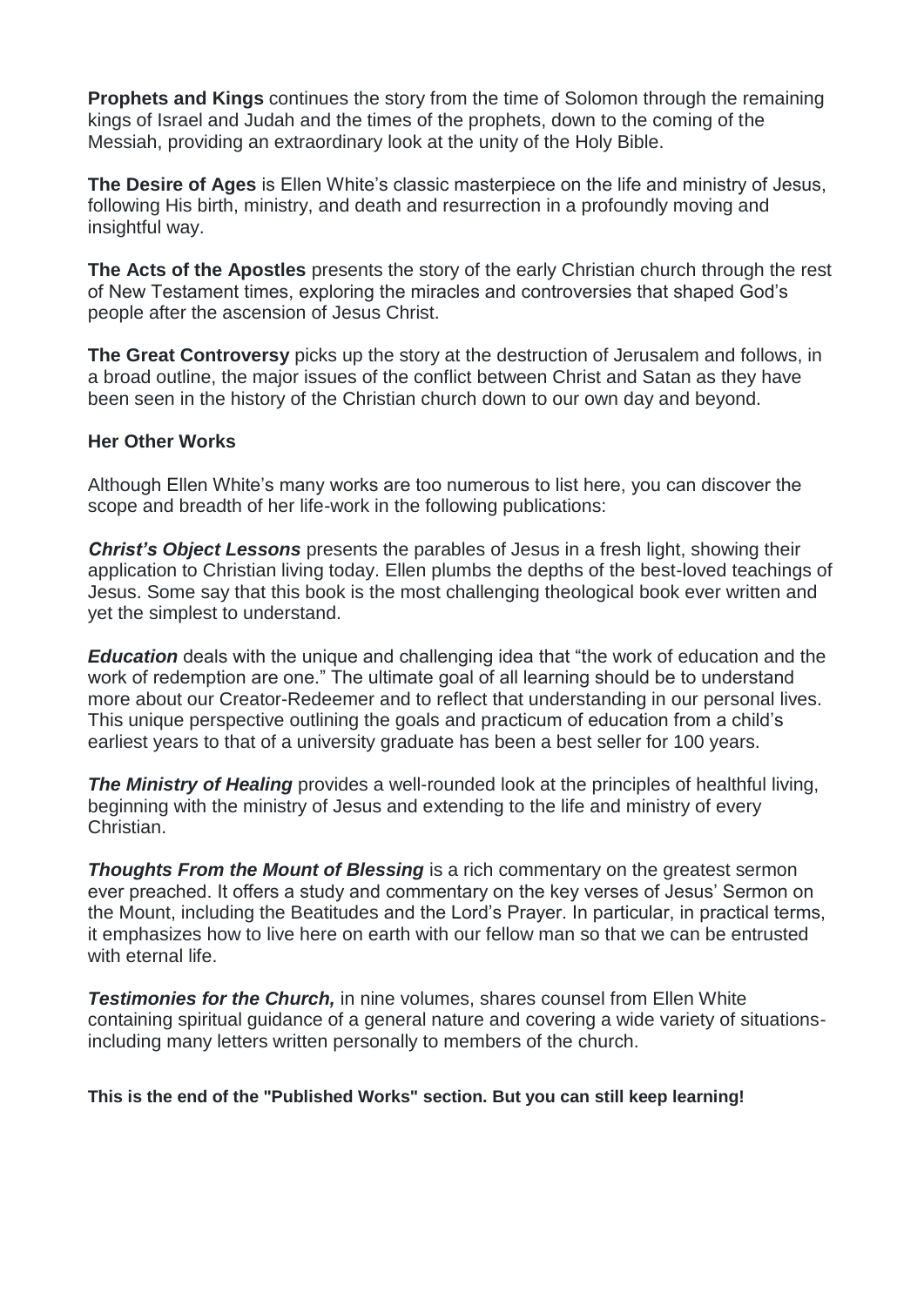**Prophets and Kings** continues the story from the time of Solomon through the remaining kings of Israel and Judah and the times of the prophets, down to the coming of the Messiah, providing an extraordinary look at the unity of the Holy Bible.

**The Desire of Ages** is Ellen White's classic masterpiece on the life and ministry of Jesus, following His birth, ministry, and death and resurrection in a profoundly moving and insightful way.

**The Acts of the Apostles** presents the story of the early Christian church through the rest of New Testament times, exploring the miracles and controversies that shaped God's people after the ascension of Jesus Christ.

**The Great Controversy** picks up the story at the destruction of Jerusalem and follows, in a broad outline, the major issues of the conflict between Christ and Satan as they have been seen in the history of the Christian church down to our own day and beyond.

**Her Other Works**

Although Ellen White's many works are too numerous to list here, you can discover the scope and breadth of her life-work in the following publications:

***Christ's Object Lessons*** presents the parables of Jesus in a fresh light, showing their application to Christian living today. Ellen plumbs the depths of the best-loved teachings of Jesus. Some say that this book is the most challenging theological book ever written and yet the simplest to understand.

***Education*** deals with the unique and challenging idea that "the work of education and the work of redemption are one." The ultimate goal of all learning should be to understand more about our Creator-Redeemer and to reflect that understanding in our personal lives. This unique perspective outlining the goals and practicum of education from a child's earliest years to that of a university graduate has been a best seller for 100 years.

***The Ministry of Healing*** provides a well-rounded look at the principles of healthful living, beginning with the ministry of Jesus and extending to the life and ministry of every Christian.

***Thoughts From the Mount of Blessing*** is a rich commentary on the greatest sermon ever preached. It offers a study and commentary on the key verses of Jesus' Sermon on the Mount, including the Beatitudes and the Lord's Prayer. In particular, in practical terms, it emphasizes how to live here on earth with our fellow man so that we can be entrusted with eternal life.

***Testimonies for the Church,*** in nine volumes, shares counsel from Ellen White containing spiritual guidance of a general nature and covering a wide variety of situations-including many letters written personally to members of the church.

**This is the end of the "Published Works" section. But you can still keep learning!**